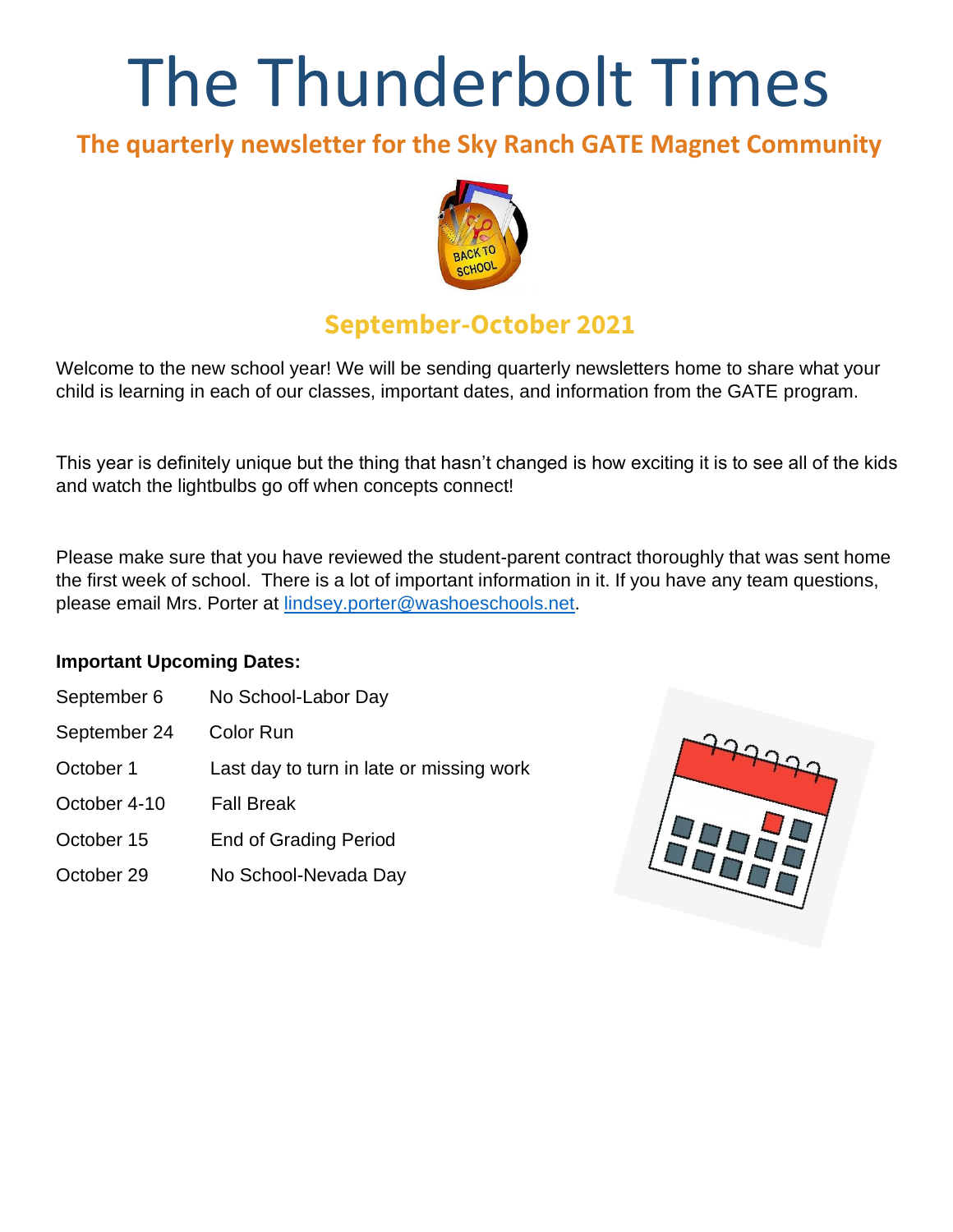# The Thunderbolt Times

## The quarterly newsletter for the Sky Ranch GATE Magnet Community

## September-October 2021

Welcome to the new school year! We will be sending quarterly newsletters home to share what your child is learning in each of our classes, important dates, and information from the GATE program.

This year is definitely unique but the thing that hasn't changed is how exciting it is to see all of the kids and watch the lightbulbs go off when concepts connect!

Please make sure that you have reviewed the student-parent contract thoroughly that was sent home the first week of school. There is a lot of important information in it. If you have any team questions, please email Mrs. Porter at [lindsey.porter@washoeschools.net](mailto:lindsey.porter@washoeschools.net).

**Important Upcoming Dates:**

| | |
|---|---|
| September 6 | No School-Labor Day |
| September 24 | Color Run |
| October 1 | Last day to turn in late or missing work |
| October 4-10 | Fall Break |
| October 15 | End of Grading Period |
| October 29 | No School-Nevada Day |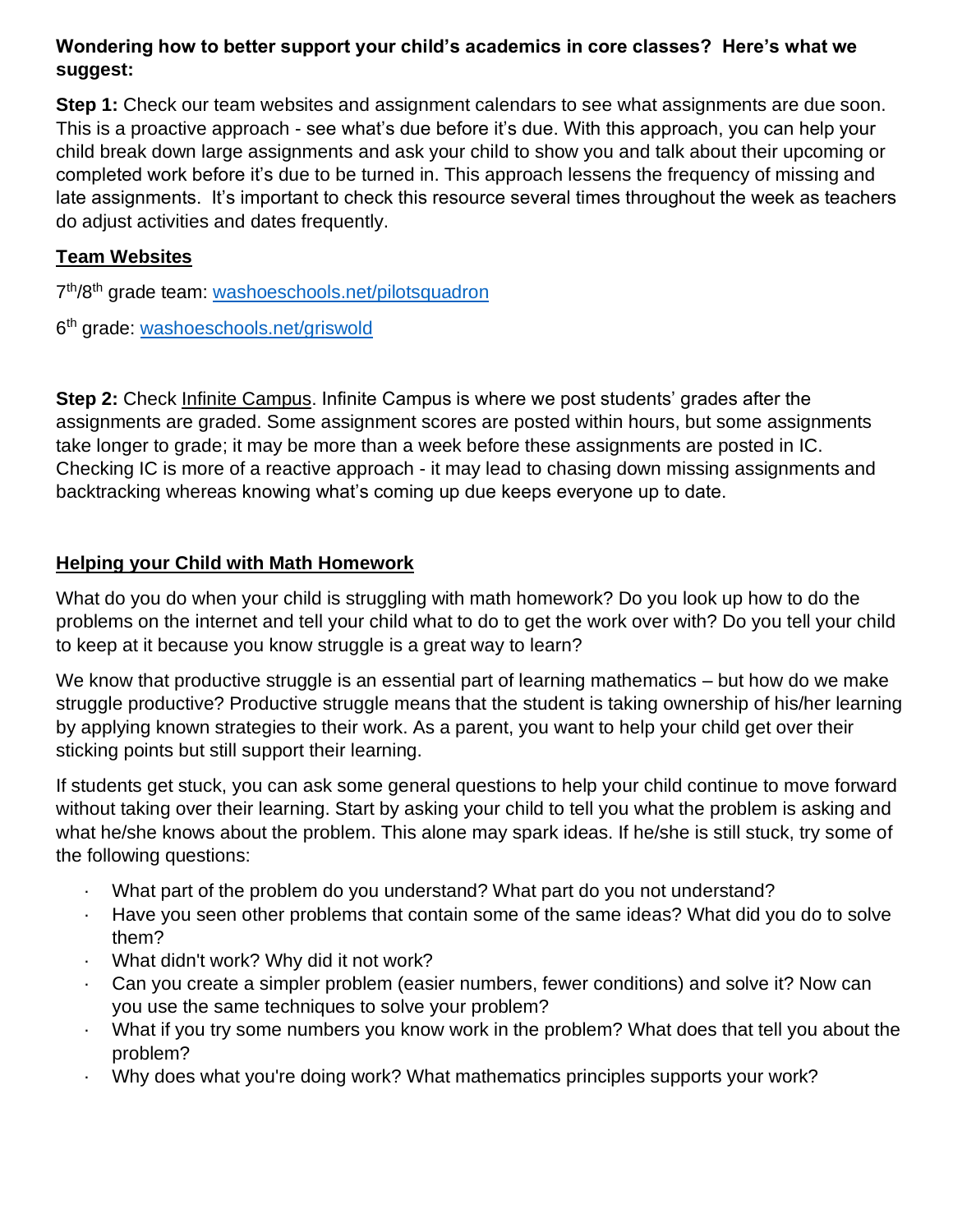**Wondering how to better support your child's academics in core classes? Here's what we suggest:**

**Step 1:** Check our team websites and assignment calendars to see what assignments are due soon. This is a proactive approach - see what's due before it's due. With this approach, you can help your child break down large assignments and ask your child to show you and talk about their upcoming or completed work before it's due to be turned in. This approach lessens the frequency of missing and late assignments. It's important to check this resource several times throughout the week as teachers do adjust activities and dates frequently.

## Team Websites

7th/8th grade team: washoeschools.net/pilotsquadron

6th grade: washoeschools.net/griswold

**Step 2:** Check Infinite Campus. Infinite Campus is where we post students' grades after the assignments are graded. Some assignment scores are posted within hours, but some assignments take longer to grade; it may be more than a week before these assignments are posted in IC. Checking IC is more of a reactive approach - it may lead to chasing down missing assignments and backtracking whereas knowing what's coming up due keeps everyone up to date.

## Helping your Child with Math Homework

What do you do when your child is struggling with math homework? Do you look up how to do the problems on the internet and tell your child what to do to get the work over with? Do you tell your child to keep at it because you know struggle is a great way to learn?

We know that productive struggle is an essential part of learning mathematics – but how do we make struggle productive? Productive struggle means that the student is taking ownership of his/her learning by applying known strategies to their work. As a parent, you want to help your child get over their sticking points but still support their learning.

If students get stuck, you can ask some general questions to help your child continue to move forward without taking over their learning. Start by asking your child to tell you what the problem is asking and what he/she knows about the problem. This alone may spark ideas. If he/she is still stuck, try some of the following questions:

- What part of the problem do you understand? What part do you not understand?
- Have you seen other problems that contain some of the same ideas? What did you do to solve them?
- What didn't work? Why did it not work?
- Can you create a simpler problem (easier numbers, fewer conditions) and solve it? Now can you use the same techniques to solve your problem?
- What if you try some numbers you know work in the problem? What does that tell you about the problem?
- Why does what you're doing work? What mathematics principles supports your work?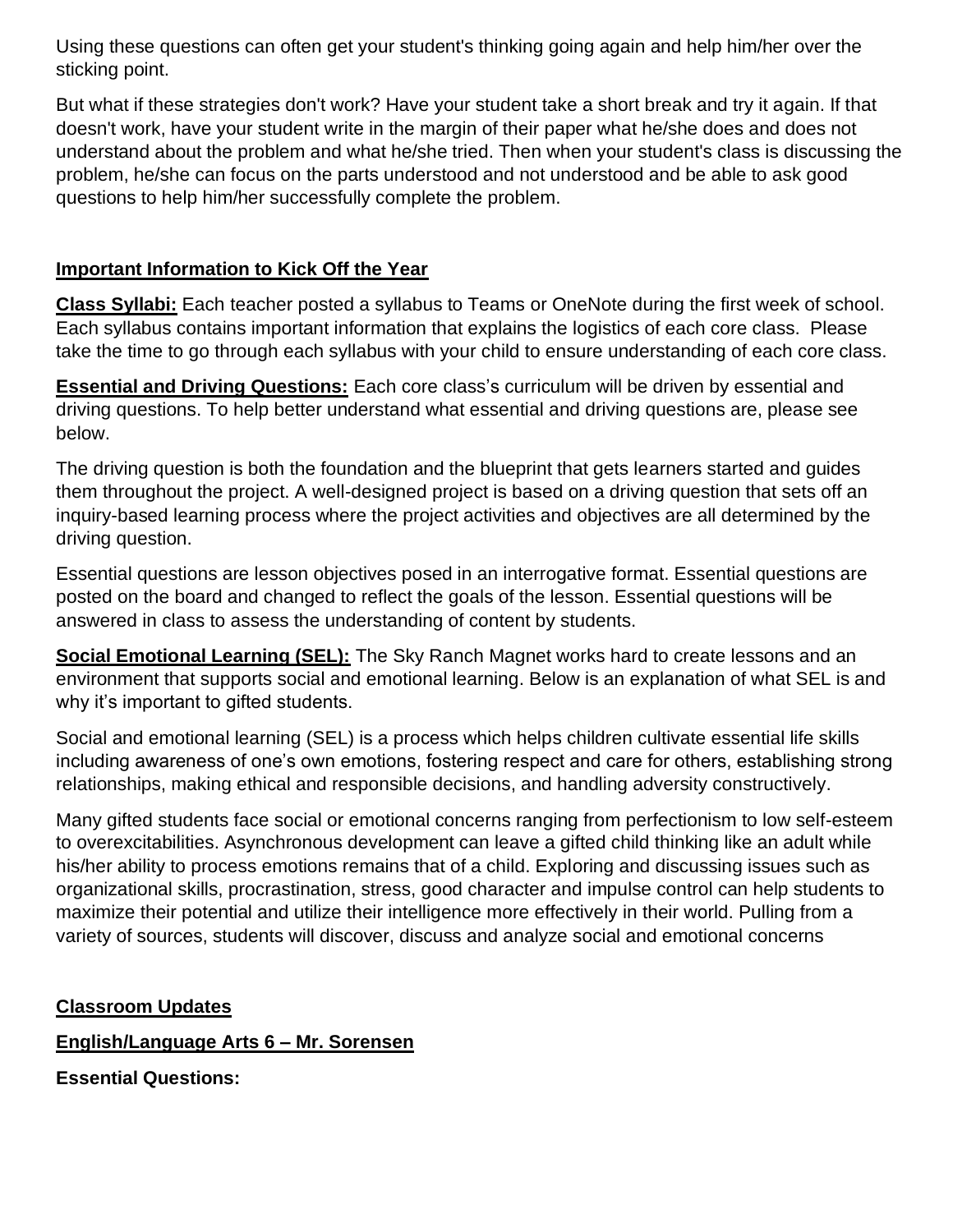Using these questions can often get your student's thinking going again and help him/her over the sticking point.

But what if these strategies don't work? Have your student take a short break and try it again. If that doesn't work, have your student write in the margin of their paper what he/she does and does not understand about the problem and what he/she tried. Then when your student's class is discussing the problem, he/she can focus on the parts understood and not understood and be able to ask good questions to help him/her successfully complete the problem.

## Important Information to Kick Off the Year

**Class Syllabi:** Each teacher posted a syllabus to Teams or OneNote during the first week of school. Each syllabus contains important information that explains the logistics of each core class. Please take the time to go through each syllabus with your child to ensure understanding of each core class.

**Essential and Driving Questions:** Each core class's curriculum will be driven by essential and driving questions. To help better understand what essential and driving questions are, please see below.

The driving question is both the foundation and the blueprint that gets learners started and guides them throughout the project. A well-designed project is based on a driving question that sets off an inquiry-based learning process where the project activities and objectives are all determined by the driving question.

Essential questions are lesson objectives posed in an interrogative format. Essential questions are posted on the board and changed to reflect the goals of the lesson. Essential questions will be answered in class to assess the understanding of content by students.

**Social Emotional Learning (SEL):** The Sky Ranch Magnet works hard to create lessons and an environment that supports social and emotional learning. Below is an explanation of what SEL is and why it's important to gifted students.

Social and emotional learning (SEL) is a process which helps children cultivate essential life skills including awareness of one's own emotions, fostering respect and care for others, establishing strong relationships, making ethical and responsible decisions, and handling adversity constructively.

Many gifted students face social or emotional concerns ranging from perfectionism to low self-esteem to overexcitabilities. Asynchronous development can leave a gifted child thinking like an adult while his/her ability to process emotions remains that of a child. Exploring and discussing issues such as organizational skills, procrastination, stress, good character and impulse control can help students to maximize their potential and utilize their intelligence more effectively in their world. Pulling from a variety of sources, students will discover, discuss and analyze social and emotional concerns

## Classroom Updates

### English/Language Arts 6 – Mr. Sorensen

**Essential Questions:**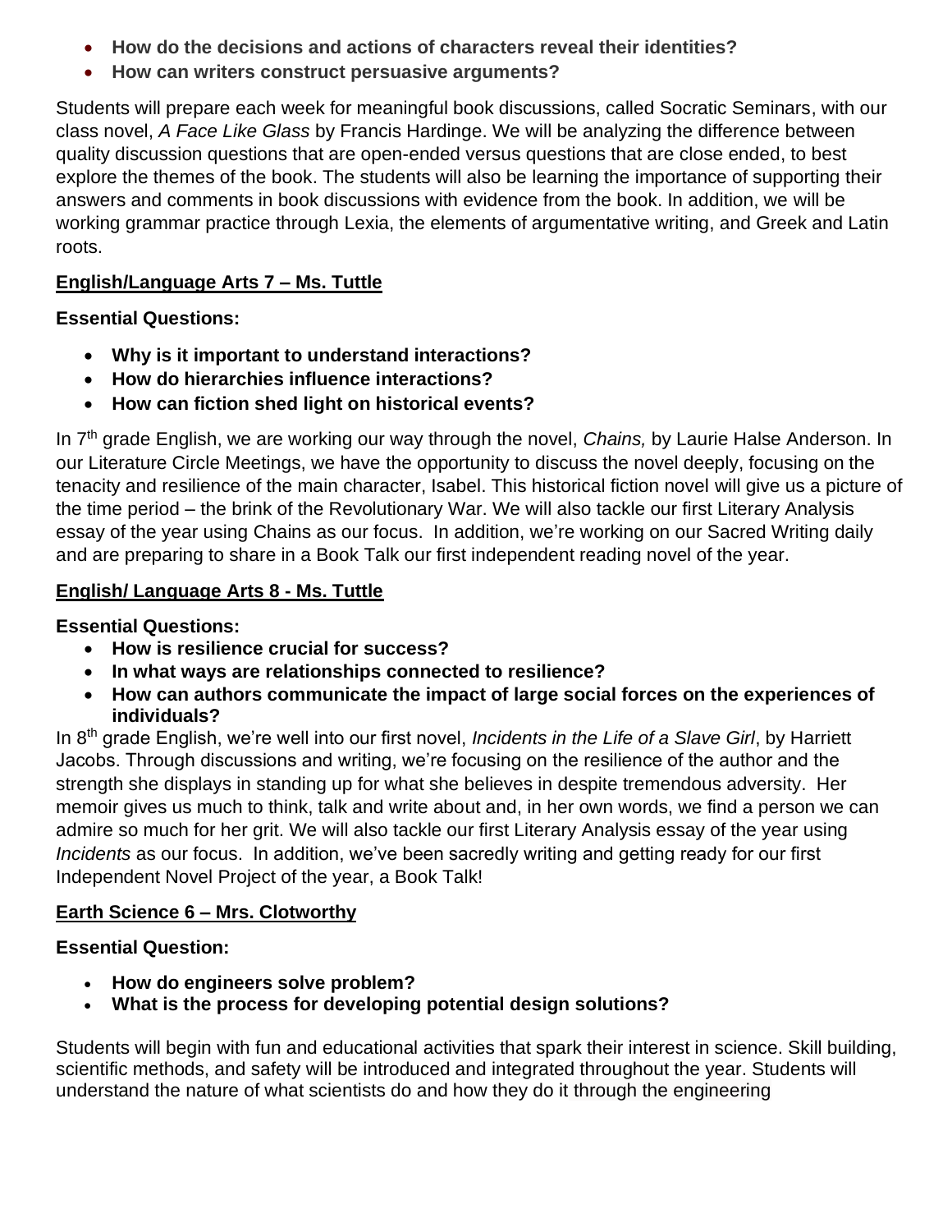- **How do the decisions and actions of characters reveal their identities?**
- **How can writers construct persuasive arguments?**

Students will prepare each week for meaningful book discussions, called Socratic Seminars, with our class novel, *A Face Like Glass* by Francis Hardinge. We will be analyzing the difference between quality discussion questions that are open-ended versus questions that are close ended, to best explore the themes of the book. The students will also be learning the importance of supporting their answers and comments in book discussions with evidence from the book. In addition, we will be working grammar practice through Lexia, the elements of argumentative writing, and Greek and Latin roots.

## English/Language Arts 7 – Ms. Tuttle

**Essential Questions:**

- **Why is it important to understand interactions?**
- **How do hierarchies influence interactions?**
- **How can fiction shed light on historical events?**

In 7th grade English, we are working our way through the novel, *Chains,* by Laurie Halse Anderson. In our Literature Circle Meetings, we have the opportunity to discuss the novel deeply, focusing on the tenacity and resilience of the main character, Isabel. This historical fiction novel will give us a picture of the time period – the brink of the Revolutionary War. We will also tackle our first Literary Analysis essay of the year using Chains as our focus. In addition, we're working on our Sacred Writing daily and are preparing to share in a Book Talk our first independent reading novel of the year.

## English/ Language Arts 8 - Ms. Tuttle

**Essential Questions:**

- **How is resilience crucial for success?**
- **In what ways are relationships connected to resilience?**
- **How can authors communicate the impact of large social forces on the experiences of individuals?**

In 8th grade English, we're well into our first novel, *Incidents in the Life of a Slave Girl*, by Harriett Jacobs. Through discussions and writing, we're focusing on the resilience of the author and the strength she displays in standing up for what she believes in despite tremendous adversity. Her memoir gives us much to think, talk and write about and, in her own words, we find a person we can admire so much for her grit. We will also tackle our first Literary Analysis essay of the year using *Incidents* as our focus. In addition, we've been sacredly writing and getting ready for our first Independent Novel Project of the year, a Book Talk!

## Earth Science 6 – Mrs. Clotworthy

**Essential Question:**

- **How do engineers solve problem?**
- **What is the process for developing potential design solutions?**

Students will begin with fun and educational activities that spark their interest in science. Skill building, scientific methods, and safety will be introduced and integrated throughout the year. Students will understand the nature of what scientists do and how they do it through the engineering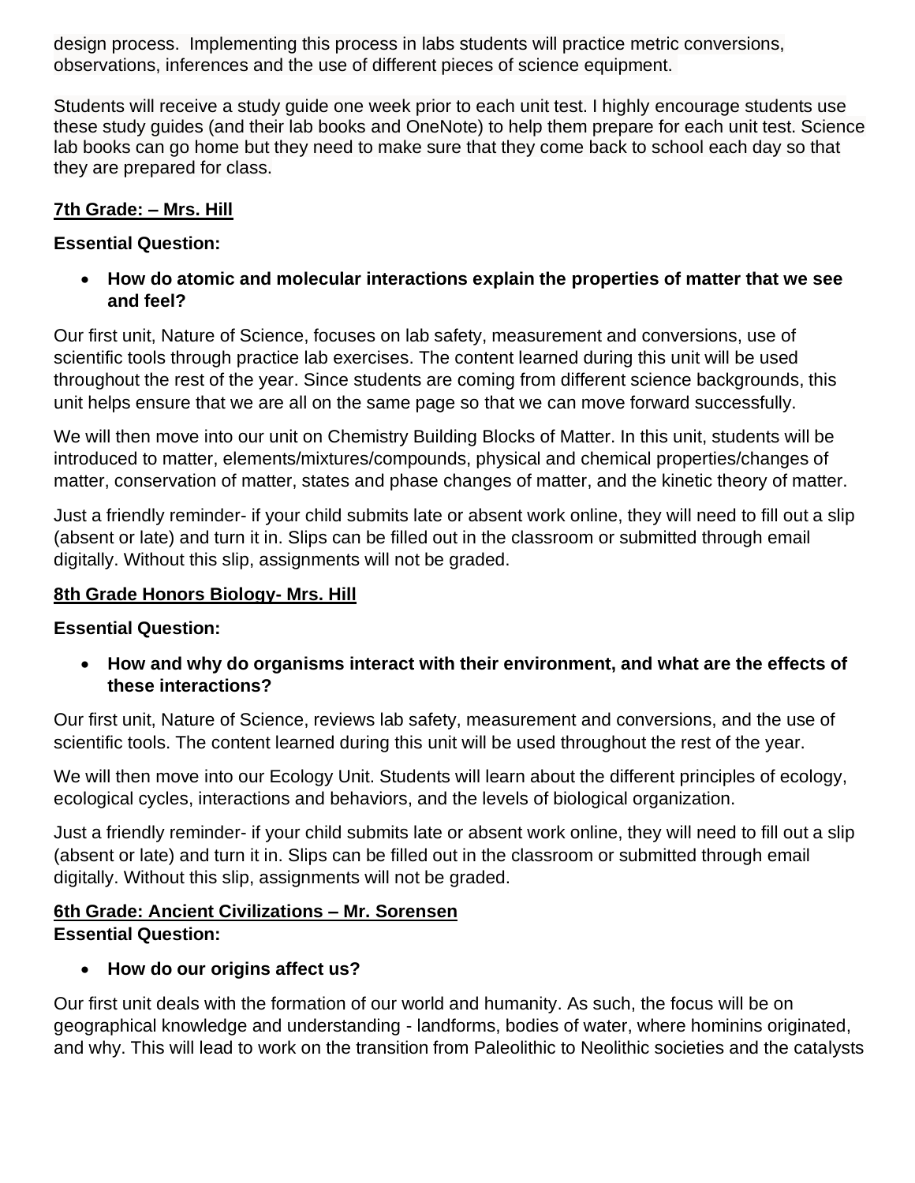design process. Implementing this process in labs students will practice metric conversions, observations, inferences and the use of different pieces of science equipment.

Students will receive a study guide one week prior to each unit test. I highly encourage students use these study guides (and their lab books and OneNote) to help them prepare for each unit test. Science lab books can go home but they need to make sure that they come back to school each day so that they are prepared for class.

### 7th Grade: – Mrs. Hill

**Essential Question:**

- **How do atomic and molecular interactions explain the properties of matter that we see and feel?**

Our first unit, Nature of Science, focuses on lab safety, measurement and conversions, use of scientific tools through practice lab exercises. The content learned during this unit will be used throughout the rest of the year. Since students are coming from different science backgrounds, this unit helps ensure that we are all on the same page so that we can move forward successfully.

We will then move into our unit on Chemistry Building Blocks of Matter. In this unit, students will be introduced to matter, elements/mixtures/compounds, physical and chemical properties/changes of matter, conservation of matter, states and phase changes of matter, and the kinetic theory of matter.

Just a friendly reminder- if your child submits late or absent work online, they will need to fill out a slip (absent or late) and turn it in. Slips can be filled out in the classroom or submitted through email digitally. Without this slip, assignments will not be graded.

### 8th Grade Honors Biology- Mrs. Hill

**Essential Question:**

- **How and why do organisms interact with their environment, and what are the effects of these interactions?**

Our first unit, Nature of Science, reviews lab safety, measurement and conversions, and the use of scientific tools. The content learned during this unit will be used throughout the rest of the year.

We will then move into our Ecology Unit. Students will learn about the different principles of ecology, ecological cycles, interactions and behaviors, and the levels of biological organization.

Just a friendly reminder- if your child submits late or absent work online, they will need to fill out a slip (absent or late) and turn it in. Slips can be filled out in the classroom or submitted through email digitally. Without this slip, assignments will not be graded.

### 6th Grade: Ancient Civilizations – Mr. Sorensen

**Essential Question:**

- **How do our origins affect us?**

Our first unit deals with the formation of our world and humanity. As such, the focus will be on geographical knowledge and understanding - landforms, bodies of water, where hominins originated, and why. This will lead to work on the transition from Paleolithic to Neolithic societies and the catalysts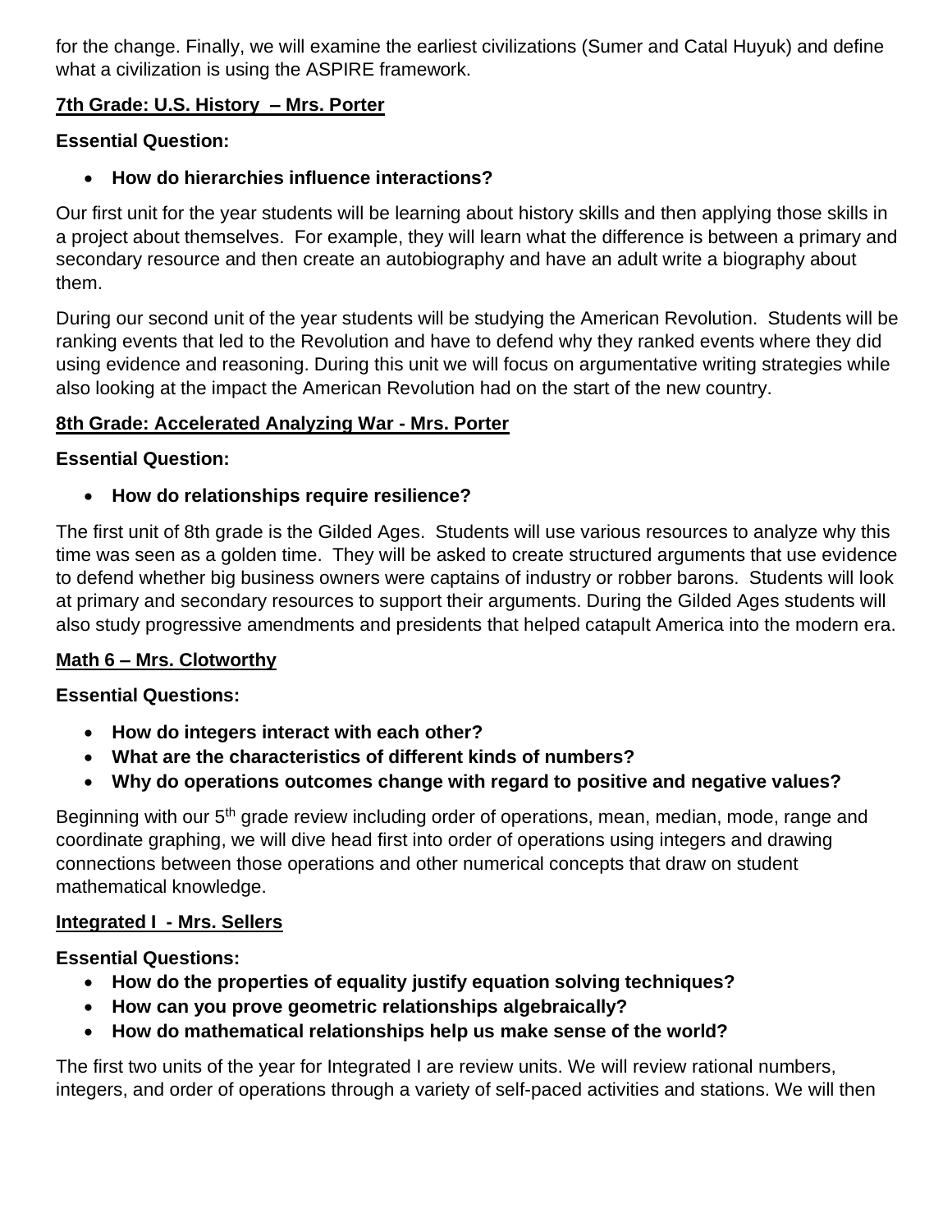for the change. Finally, we will examine the earliest civilizations (Sumer and Catal Huyuk) and define what a civilization is using the ASPIRE framework.

### 7th Grade: U.S. History – Mrs. Porter

**Essential Question:**

- **How do hierarchies influence interactions?**

Our first unit for the year students will be learning about history skills and then applying those skills in a project about themselves. For example, they will learn what the difference is between a primary and secondary resource and then create an autobiography and have an adult write a biography about them.

During our second unit of the year students will be studying the American Revolution. Students will be ranking events that led to the Revolution and have to defend why they ranked events where they did using evidence and reasoning. During this unit we will focus on argumentative writing strategies while also looking at the impact the American Revolution had on the start of the new country.

### 8th Grade: Accelerated Analyzing War - Mrs. Porter

**Essential Question:**

- **How do relationships require resilience?**

The first unit of 8th grade is the Gilded Ages. Students will use various resources to analyze why this time was seen as a golden time. They will be asked to create structured arguments that use evidence to defend whether big business owners were captains of industry or robber barons. Students will look at primary and secondary resources to support their arguments. During the Gilded Ages students will also study progressive amendments and presidents that helped catapult America into the modern era.

### Math 6 – Mrs. Clotworthy

**Essential Questions:**

- **How do integers interact with each other?**
- **What are the characteristics of different kinds of numbers?**
- **Why do operations outcomes change with regard to positive and negative values?**

Beginning with our 5th grade review including order of operations, mean, median, mode, range and coordinate graphing, we will dive head first into order of operations using integers and drawing connections between those operations and other numerical concepts that draw on student mathematical knowledge.

### Integrated I - Mrs. Sellers

**Essential Questions:**

- **How do the properties of equality justify equation solving techniques?**
- **How can you prove geometric relationships algebraically?**
- **How do mathematical relationships help us make sense of the world?**

The first two units of the year for Integrated I are review units. We will review rational numbers, integers, and order of operations through a variety of self-paced activities and stations. We will then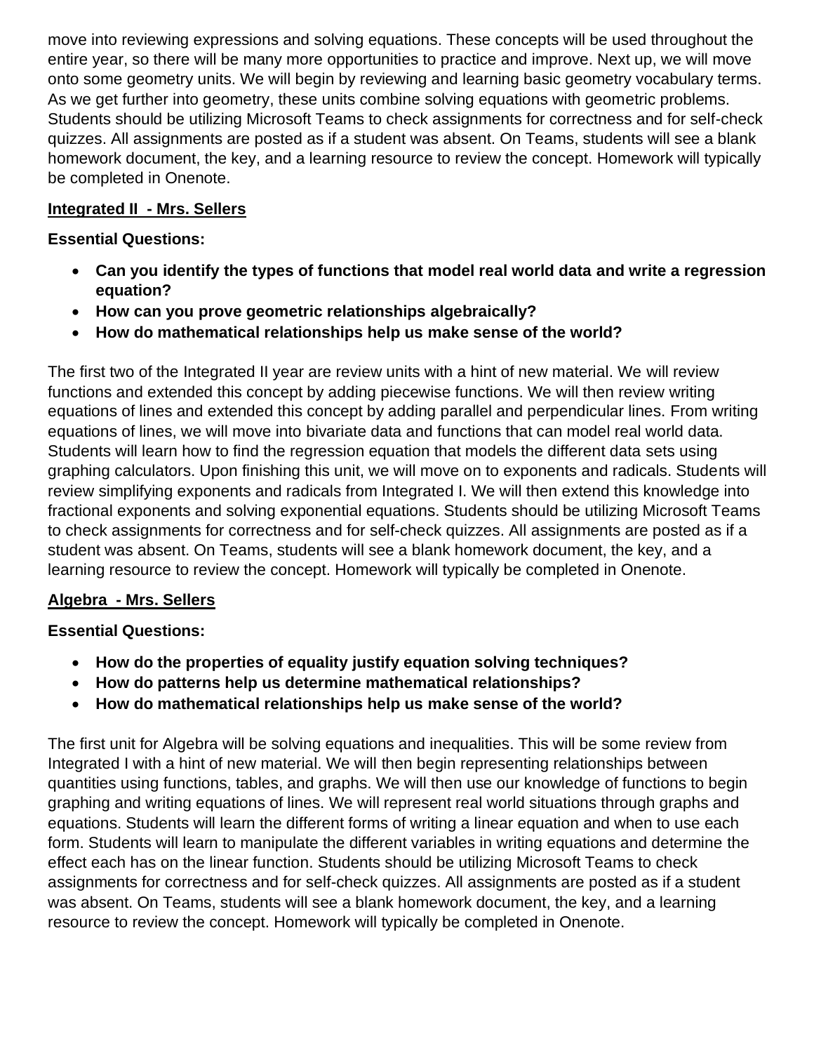move into reviewing expressions and solving equations. These concepts will be used throughout the entire year, so there will be many more opportunities to practice and improve. Next up, we will move onto some geometry units. We will begin by reviewing and learning basic geometry vocabulary terms. As we get further into geometry, these units combine solving equations with geometric problems. Students should be utilizing Microsoft Teams to check assignments for correctness and for self-check quizzes. All assignments are posted as if a student was absent. On Teams, students will see a blank homework document, the key, and a learning resource to review the concept. Homework will typically be completed in Onenote.

**<u>Integrated II - Mrs. Sellers</u>**

**Essential Questions:**

- **Can you identify the types of functions that model real world data and write a regression equation?**
- **How can you prove geometric relationships algebraically?**
- **How do mathematical relationships help us make sense of the world?**

The first two of the Integrated II year are review units with a hint of new material. We will review functions and extended this concept by adding piecewise functions. We will then review writing equations of lines and extended this concept by adding parallel and perpendicular lines. From writing equations of lines, we will move into bivariate data and functions that can model real world data. Students will learn how to find the regression equation that models the different data sets using graphing calculators. Upon finishing this unit, we will move on to exponents and radicals. Students will review simplifying exponents and radicals from Integrated I. We will then extend this knowledge into fractional exponents and solving exponential equations. Students should be utilizing Microsoft Teams to check assignments for correctness and for self-check quizzes. All assignments are posted as if a student was absent. On Teams, students will see a blank homework document, the key, and a learning resource to review the concept. Homework will typically be completed in Onenote.

**<u>Algebra - Mrs. Sellers</u>**

**Essential Questions:**

- **How do the properties of equality justify equation solving techniques?**
- **How do patterns help us determine mathematical relationships?**
- **How do mathematical relationships help us make sense of the world?**

The first unit for Algebra will be solving equations and inequalities. This will be some review from Integrated I with a hint of new material. We will then begin representing relationships between quantities using functions, tables, and graphs. We will then use our knowledge of functions to begin graphing and writing equations of lines. We will represent real world situations through graphs and equations. Students will learn the different forms of writing a linear equation and when to use each form. Students will learn to manipulate the different variables in writing equations and determine the effect each has on the linear function. Students should be utilizing Microsoft Teams to check assignments for correctness and for self-check quizzes. All assignments are posted as if a student was absent. On Teams, students will see a blank homework document, the key, and a learning resource to review the concept. Homework will typically be completed in Onenote.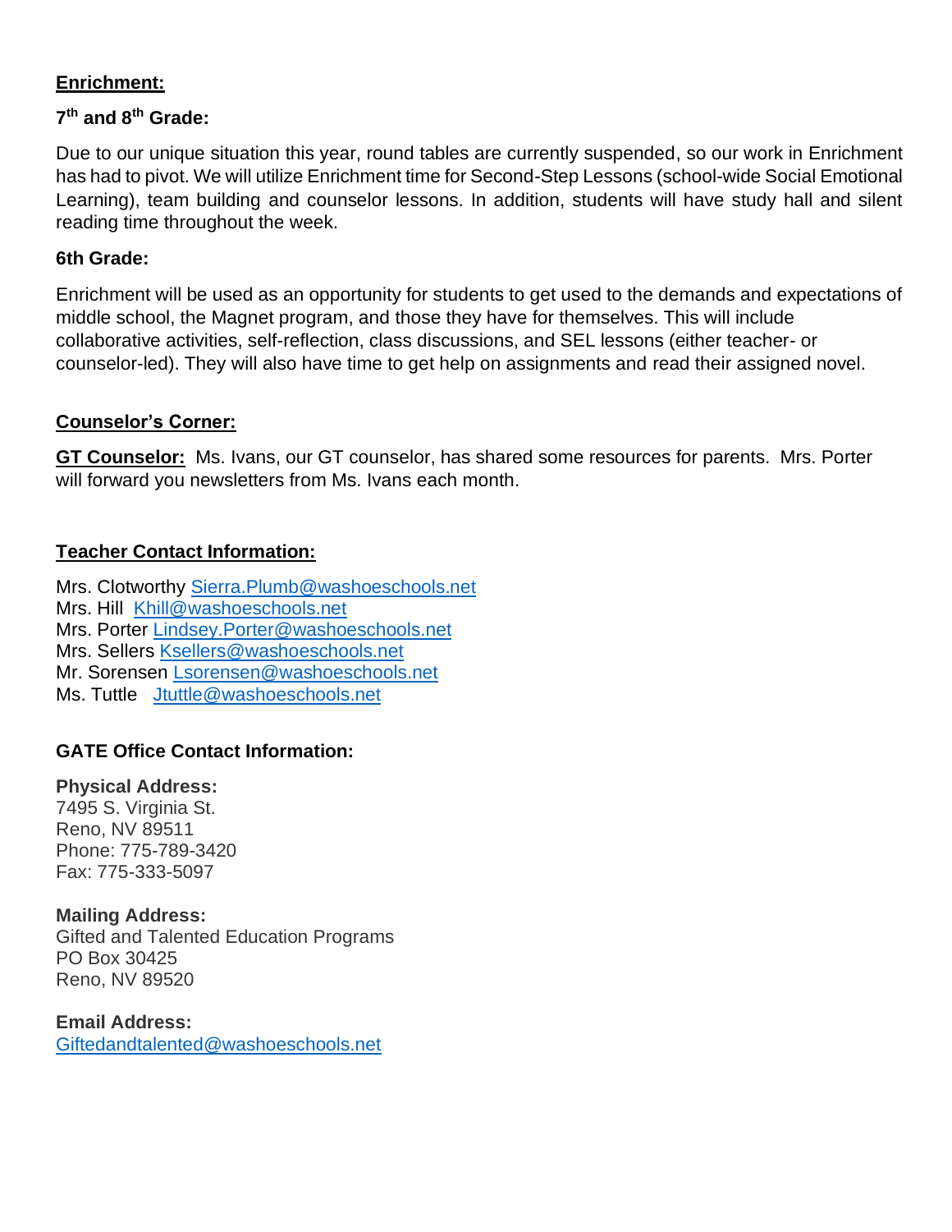## Enrichment:

### 7th and 8th Grade:

Due to our unique situation this year, round tables are currently suspended, so our work in Enrichment has had to pivot. We will utilize Enrichment time for Second-Step Lessons (school-wide Social Emotional Learning), team building and counselor lessons. In addition, students will have study hall and silent reading time throughout the week.

### 6th Grade:

Enrichment will be used as an opportunity for students to get used to the demands and expectations of middle school, the Magnet program, and those they have for themselves. This will include collaborative activities, self-reflection, class discussions, and SEL lessons (either teacher- or counselor-led). They will also have time to get help on assignments and read their assigned novel.

## Counselor's Corner:

**GT Counselor:** Ms. Ivans, our GT counselor, has shared some resources for parents. Mrs. Porter will forward you newsletters from Ms. Ivans each month.

## Teacher Contact Information:

Mrs. Clotworthy Sierra.Plumb@washoeschools.net
Mrs. Hill Khill@washoeschools.net
Mrs. Porter Lindsey.Porter@washoeschools.net
Mrs. Sellers Ksellers@washoeschools.net
Mr. Sorensen Lsorensen@washoeschools.net
Ms. Tuttle Jtuttle@washoeschools.net

## GATE Office Contact Information:

**Physical Address:**
7495 S. Virginia St.
Reno, NV 89511
Phone: 775-789-3420
Fax: 775-333-5097

**Mailing Address:**
Gifted and Talented Education Programs
PO Box 30425
Reno, NV 89520

**Email Address:**
Giftedandtalented@washoeschools.net